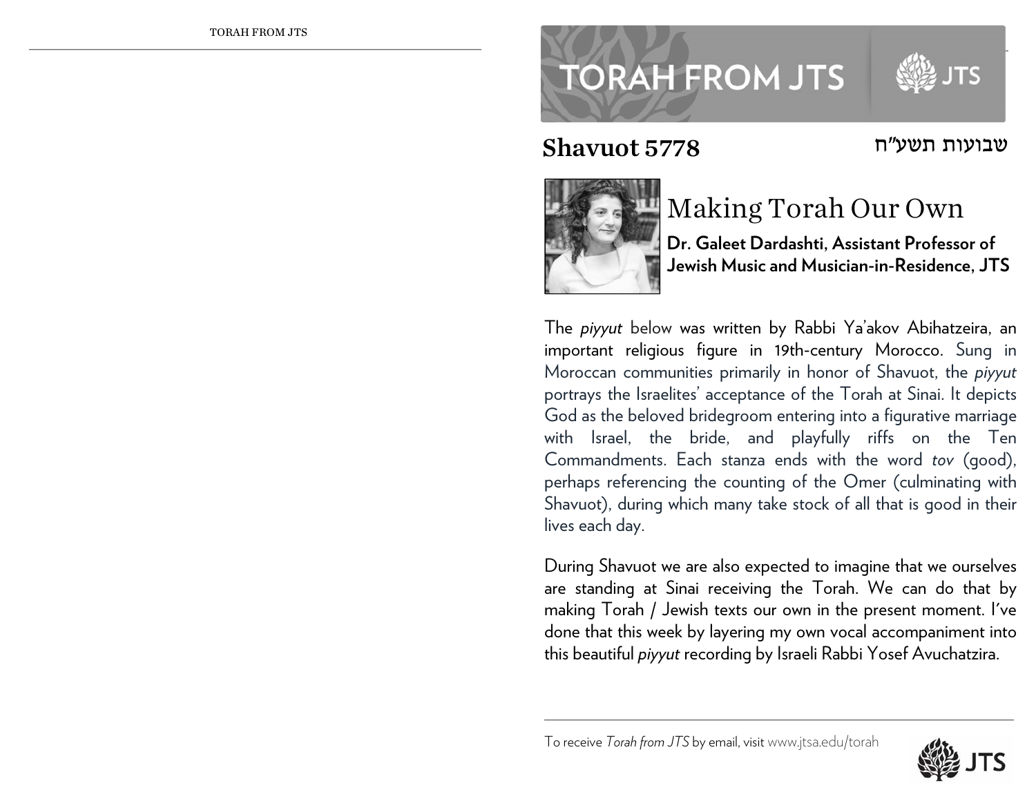# TORAH FROM JTS

## Shavuot 5778 — שבועות תשע"ח

# Making Torah Our Own

**Dr. Galeet Dardashti, Assistant Professor of Jewish Music and Musician-in-Residence, JTS**

The *piyyut* below was written by Rabbi Ya'akov Abihatzeira, an important religious figure in 19th-century Morocco. Sung in Moroccan communities primarily in honor of Shavuot, the *piyyut* portrays the Israelites' acceptance of the Torah at Sinai. It depicts God as the beloved bridegroom entering into a figurative marriage with Israel, the bride, and playfully riffs on the Ten Commandments. Each stanza ends with the word *tov* (good), perhaps referencing the counting of the Omer (culminating with Shavuot), during which many take stock of all that is good in their lives each day.

During Shavuot we are also expected to imagine that we ourselves are standing at Sinai receiving the Torah. We can do that by making Torah / Jewish texts our own in the present moment. I've done that this week by layering my own vocal accompaniment into this beautiful *piyyut* recording by Israeli Rabbi Yosef Avuchatzira.

To receive *Torah from JTS* by email, visit www.jtsa.edu/torah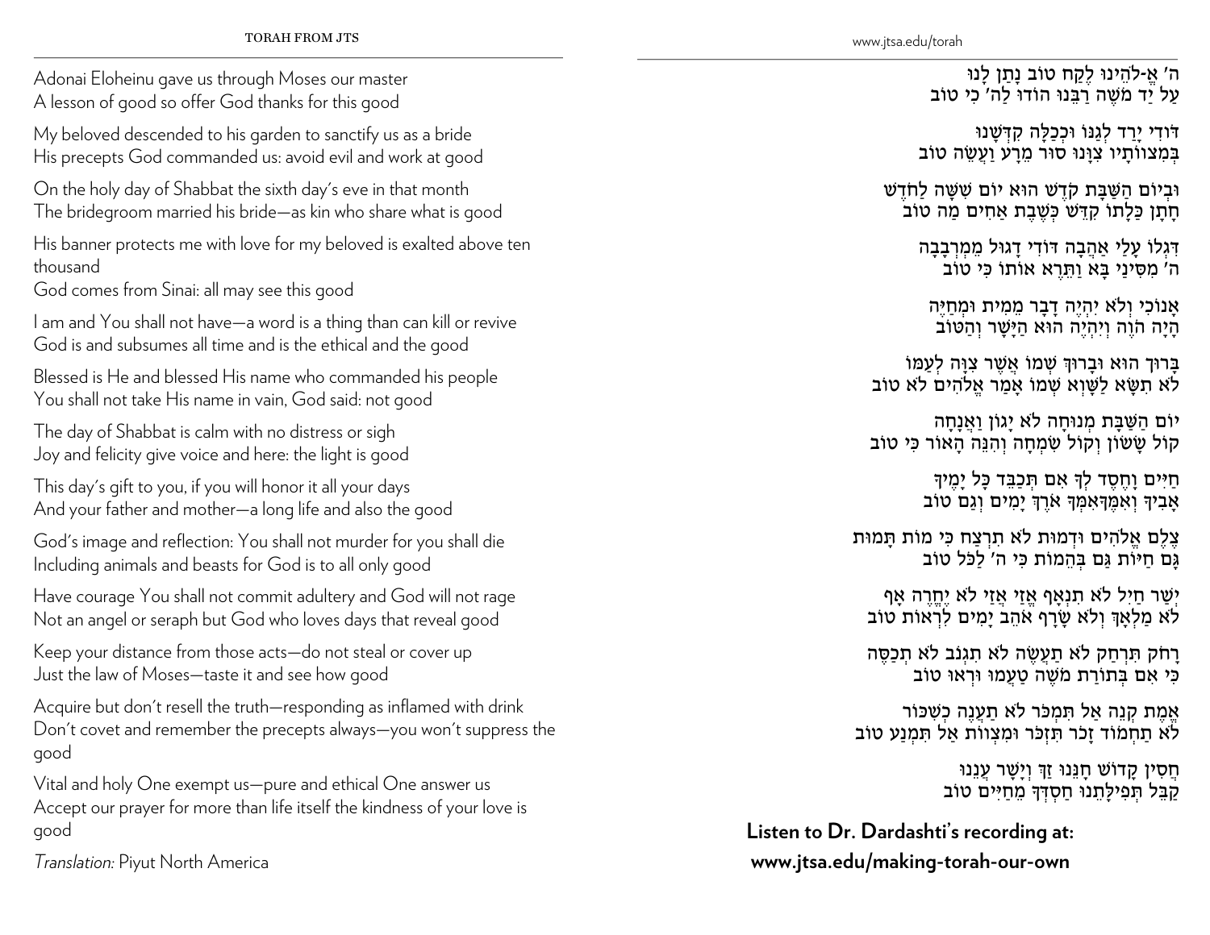Adonai Eloheinu gave us through Moses our master
A lesson of good so offer God thanks for this good

My beloved descended to his garden to sanctify us as a bride
His precepts God commanded us: avoid evil and work at good

On the holy day of Shabbat the sixth day's eve in that month
The bridegroom married his bride—as kin who share what is good

His banner protects me with love for my beloved is exalted above ten thousand
God comes from Sinai: all may see this good

I am and You shall not have—a word is a thing than can kill or revive
God is and subsumes all time and is the ethical and the good

Blessed is He and blessed His name who commanded his people
You shall not take His name in vain, God said: not good

The day of Shabbat is calm with no distress or sigh
Joy and felicity give voice and here: the light is good

This day's gift to you, if you will honor it all your days
And your father and mother—a long life and also the good

God's image and reflection: You shall not murder for you shall die
Including animals and beasts for God is to all only good

Have courage You shall not commit adultery and God will not rage
Not an angel or seraph but God who loves days that reveal good

Keep your distance from those acts—do not steal or cover up
Just the law of Moses—taste it and see how good

Acquire but don't resell the truth—responding as inflamed with drink
Don't covet and remember the precepts always—you won't suppress the good

Vital and holy One exempt us—pure and ethical One answer us
Accept our prayer for more than life itself the kindness of your love is good

*Translation:* Piyut North America

ה׳ אֱ-לֹהֵינוּ לֶקַח טוֹב נָתַן לָנוּ
עַל יַד מֹשֶׁה רַבֵּנוּ הוֹדוּ לַה׳ כִּי טוֹב

דּוֹדִי יָרַד לְגַנּוֹ וּכְכַלָּה קִדְּשָׁנוּ
בְּמִצְווֹתָיו צִוָּנוּ סוּר מֵרָע וַעֲשֵׂה טוֹב

וּבְיוֹם הַשַּׁבָּת קֹדֶשׁ הוּא יוֹם שִׁשָּׁה לַחֹדֶשׁ
חָתָן כַּלָּתוֹ קִדֵּשׁ כְּשֶׁבֶת אַחִים מַה טוֹב

דִּגְלוֹ עָלַי אַהֲבָה דּוֹדִי דָּגוּל מֵמְּרְבָבָה
ה׳ מִסִּינַי בָּא וַתֵּרֶא אוֹתוֹ כִּי טוֹב

אָנֹכִי וְלֹא יִהְיֶה דָּבָר מֵמִית וּמְחַיֶּה
הָיָה הֹוֶה וְיִהְיֶה הוּא הַיָּשָׁר וְהַטּוֹב

בָּרוּךְ הוּא וּבָרוּךְ שְׁמוֹ אֲשֶׁר צִוָּה לְעַמּוֹ
לֹא תִשָּׂא לַשָּׁוְא שְׁמוֹ אָמַר אֱלֹהִים לֹא טוֹב

יוֹם הַשַּׁבָּת מְנוּחָה לֹא יָגוֹן וַאֲנָחָה
קוֹל שָׂשׂוֹן וְקוֹל שִׂמְחָה וְהִנֵּה הָאוֹר כִּי טוֹב

חַיִּים וָחֶסֶד לְךָ אִם תְּכַבֵּד כָּל יָמֶיךָ
אָבִיךָ וְאִמֶּךָ אֹרֶךְ יָמִים וְגַם טוֹב

צֶלֶם אֱלֹהִים וּדְמוּת לֹא תִרְצַח כִּי מוֹת תָּמוּת
גַּם חַיּוֹת גַּם בְּהֵמוֹת כִּי ה׳ לַכֹּל טוֹב

יְשַׁר חַיִל לֹא תִנְאָף אֱזַי אֱזַי לֹא יֶחֱרֶה אַף
לֹא מַלְאָךְ וְלֹא שָׂרָף אֹהֵב יָמִים לִרְאוֹת טוֹב

רָחֹק תִּרְחַק לֹא תַעֲשֶׂה לֹא תִגְנֹב לֹא תְכַסֶּה
כִּי אִם בְּתוֹרַת מֹשֶׁה טַעֲמוּ וּרְאוּ טוֹב

אֱמֶת קְנֵה אַל תִּמְכֹּר לֹא תַעֲנֶה כְּשִׁכּוֹר
לֹא תַחְמוֹד זָכֹר תִּזְכֹּר וּמִצְווֹת אַל תִּמְנַע טוֹב

חֲסִין קָדוֹשׁ חָנֵּנוּ זַךְ וְיָשָׁר עֲנֵנוּ
קַבֵּל תְּפִלָּתֵנוּ חַסְדְּךָ מֵחַיִּים טוֹב

**Listen to Dr. Dardashti's recording at:**
**www.jtsa.edu/making-torah-our-own**